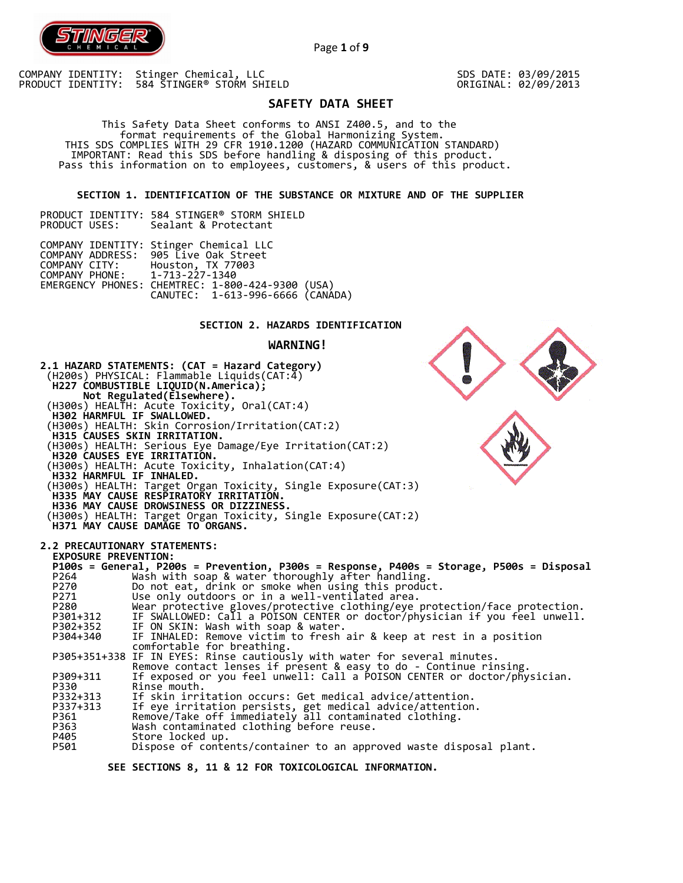COMPANY IDENTITY: Stinger Chemical, LLC
PRODUCT IDENTITY: 584 STINGER® STORM SHIELD

SDS DATE: 03/09/2015
ORIGINAL: 02/09/2013

# SAFETY DATA SHEET

This Safety Data Sheet conforms to ANSI Z400.5, and to the format requirements of the Global Harmonizing System.
THIS SDS COMPLIES WITH 29 CFR 1910.1200 (HAZARD COMMUNICATION STANDARD)
IMPORTANT: Read this SDS before handling & disposing of this product.
Pass this information on to employees, customers, & users of this product.

## SECTION 1. IDENTIFICATION OF THE SUBSTANCE OR MIXTURE AND OF THE SUPPLIER

PRODUCT IDENTITY: 584 STINGER® STORM SHIELD
PRODUCT USES: Sealant & Protectant

COMPANY IDENTITY: Stinger Chemical LLC
COMPANY ADDRESS: 905 Live Oak Street
COMPANY CITY: Houston, TX 77003
COMPANY PHONE: 1-713-227-1340
EMERGENCY PHONES: CHEMTREC: 1-800-424-9300 (USA)
CANUTEC: 1-613-996-6666 (CANADA)

## SECTION 2. HAZARDS IDENTIFICATION

**WARNING!**

**2.1 HAZARD STATEMENTS: (CAT = Hazard Category)**

(H200s) PHYSICAL: Flammable Liquids(CAT:4)
**H227 COMBUSTIBLE LIQUID(N.America); Not Regulated(Elsewhere).**
(H300s) HEALTH: Acute Toxicity, Oral(CAT:4)
**H302 HARMFUL IF SWALLOWED.**
(H300s) HEALTH: Skin Corrosion/Irritation(CAT:2)
**H315 CAUSES SKIN IRRITATION.**
(H300s) HEALTH: Serious Eye Damage/Eye Irritation(CAT:2)
**H320 CAUSES EYE IRRITATION.**
(H300s) HEALTH: Acute Toxicity, Inhalation(CAT:4)
**H332 HARMFUL IF INHALED.**
(H300s) HEALTH: Target Organ Toxicity, Single Exposure(CAT:3)
**H335 MAY CAUSE RESPIRATORY IRRITATION.**
**H336 MAY CAUSE DROWSINESS OR DIZZINESS.**
(H300s) HEALTH: Target Organ Toxicity, Single Exposure(CAT:2)
**H371 MAY CAUSE DAMAGE TO ORGANS.**

**2.2 PRECAUTIONARY STATEMENTS:**

**EXPOSURE PREVENTION:**

**P100s = General, P200s = Prevention, P300s = Response, P400s = Storage, P500s = Disposal**

| Code | Statement |
|---|---|
| P264 | Wash with soap & water thoroughly after handling. |
| P270 | Do not eat, drink or smoke when using this product. |
| P271 | Use only outdoors or in a well-ventilated area. |
| P280 | Wear protective gloves/protective clothing/eye protection/face protection. |
| P301+312 | IF SWALLOWED: Call a POISON CENTER or doctor/physician if you feel unwell. |
| P302+352 | IF ON SKIN: Wash with soap & water. |
| P304+340 | IF INHALED: Remove victim to fresh air & keep at rest in a position comfortable for breathing. |
| P305+351+338 | IF IN EYES: Rinse cautiously with water for several minutes. Remove contact lenses if present & easy to do - Continue rinsing. |
| P309+311 | If exposed or you feel unwell: Call a POISON CENTER or doctor/physician. |
| P330 | Rinse mouth. |
| P332+313 | If skin irritation occurs: Get medical advice/attention. |
| P337+313 | If eye irritation persists, get medical advice/attention. |
| P361 | Remove/Take off immediately all contaminated clothing. |
| P363 | Wash contaminated clothing before reuse. |
| P405 | Store locked up. |
| P501 | Dispose of contents/container to an approved waste disposal plant. |

**SEE SECTIONS 8, 11 & 12 FOR TOXICOLOGICAL INFORMATION.**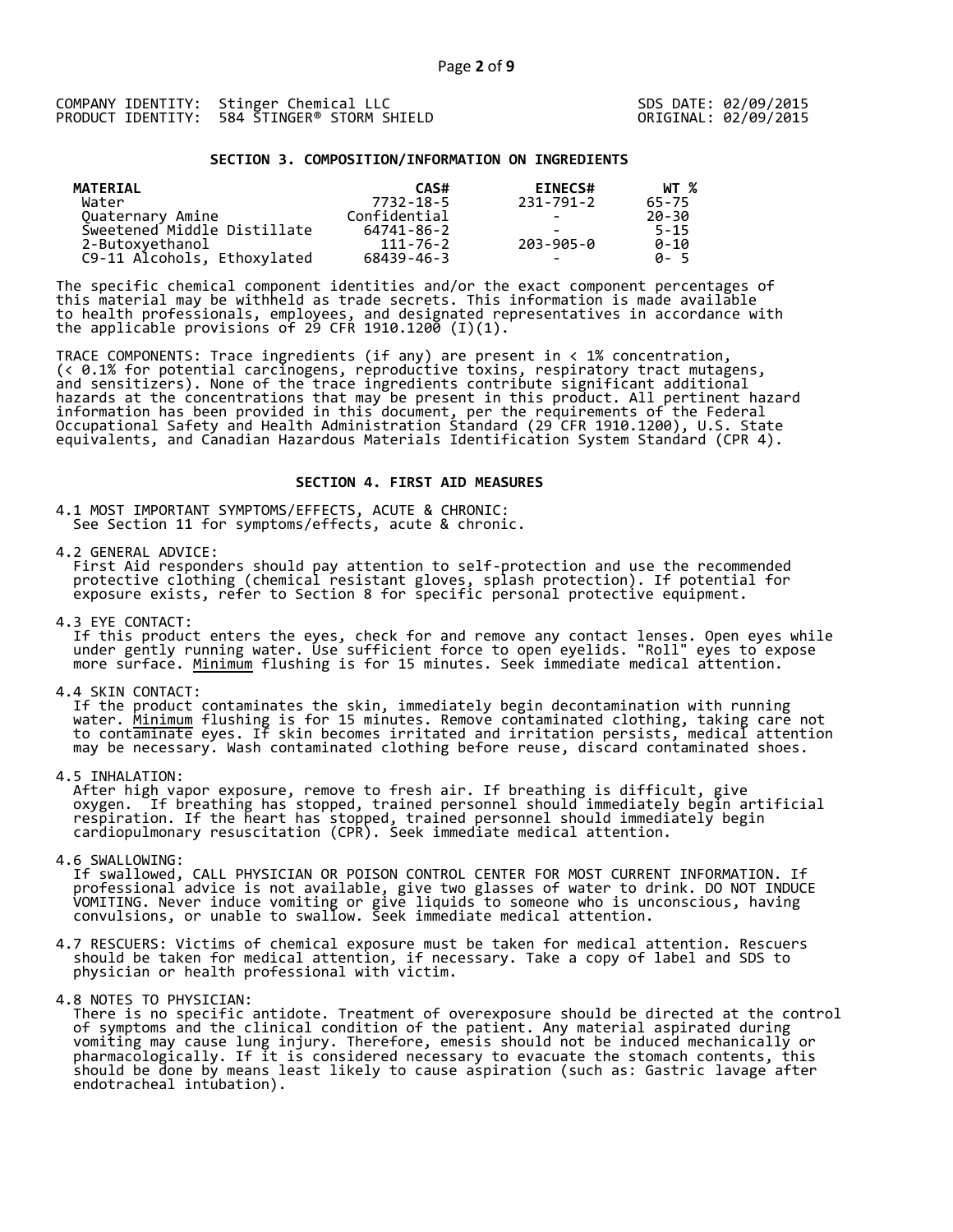COMPANY IDENTITY: Stinger Chemical LLC
PRODUCT IDENTITY: 584 STINGER® STORM SHIELD

SDS DATE: 02/09/2015
ORIGINAL: 02/09/2015

## SECTION 3. COMPOSITION/INFORMATION ON INGREDIENTS

| MATERIAL | CAS# | EINECS# | WT % |
|---|---|---|---|
| Water | 7732-18-5 | 231-791-2 | 65-75 |
| Quaternary Amine | Confidential | - | 20-30 |
| Sweetened Middle Distillate | 64741-86-2 | - | 5-15 |
| 2-Butoxyethanol | 111-76-2 | 203-905-0 | 0-10 |
| C9-11 Alcohols, Ethoxylated | 68439-46-3 | - | 0- 5 |

The specific chemical component identities and/or the exact component percentages of this material may be withheld as trade secrets. This information is made available to health professionals, employees, and designated representatives in accordance with the applicable provisions of 29 CFR 1910.1200 (I)(1).

TRACE COMPONENTS: Trace ingredients (if any) are present in < 1% concentration, (< 0.1% for potential carcinogens, reproductive toxins, respiratory tract mutagens, and sensitizers). None of the trace ingredients contribute significant additional hazards at the concentrations that may be present in this product. All pertinent hazard information has been provided in this document, per the requirements of the Federal Occupational Safety and Health Administration Standard (29 CFR 1910.1200), U.S. State equivalents, and Canadian Hazardous Materials Identification System Standard (CPR 4).

## SECTION 4. FIRST AID MEASURES

4.1 MOST IMPORTANT SYMPTOMS/EFFECTS, ACUTE & CHRONIC:
See Section 11 for symptoms/effects, acute & chronic.

4.2 GENERAL ADVICE:
First Aid responders should pay attention to self-protection and use the recommended protective clothing (chemical resistant gloves, splash protection). If potential for exposure exists, refer to Section 8 for specific personal protective equipment.

4.3 EYE CONTACT:
If this product enters the eyes, check for and remove any contact lenses. Open eyes while under gently running water. Use sufficient force to open eyelids. "Roll" eyes to expose more surface. Minimum flushing is for 15 minutes. Seek immediate medical attention.

4.4 SKIN CONTACT:
If the product contaminates the skin, immediately begin decontamination with running water. Minimum flushing is for 15 minutes. Remove contaminated clothing, taking care not to contaminate eyes. If skin becomes irritated and irritation persists, medical attention may be necessary. Wash contaminated clothing before reuse, discard contaminated shoes.

4.5 INHALATION:
After high vapor exposure, remove to fresh air. If breathing is difficult, give oxygen. If breathing has stopped, trained personnel should immediately begin artificial respiration. If the heart has stopped, trained personnel should immediately begin cardiopulmonary resuscitation (CPR). Seek immediate medical attention.

4.6 SWALLOWING:
If swallowed, CALL PHYSICIAN OR POISON CONTROL CENTER FOR MOST CURRENT INFORMATION. If professional advice is not available, give two glasses of water to drink. DO NOT INDUCE VOMITING. Never induce vomiting or give liquids to someone who is unconscious, having convulsions, or unable to swallow. Seek immediate medical attention.

4.7 RESCUERS: Victims of chemical exposure must be taken for medical attention. Rescuers should be taken for medical attention, if necessary. Take a copy of label and SDS to physician or health professional with victim.

4.8 NOTES TO PHYSICIAN:
There is no specific antidote. Treatment of overexposure should be directed at the control of symptoms and the clinical condition of the patient. Any material aspirated during vomiting may cause lung injury. Therefore, emesis should not be induced mechanically or pharmacologically. If it is considered necessary to evacuate the stomach contents, this should be done by means least likely to cause aspiration (such as: Gastric lavage after endotracheal intubation).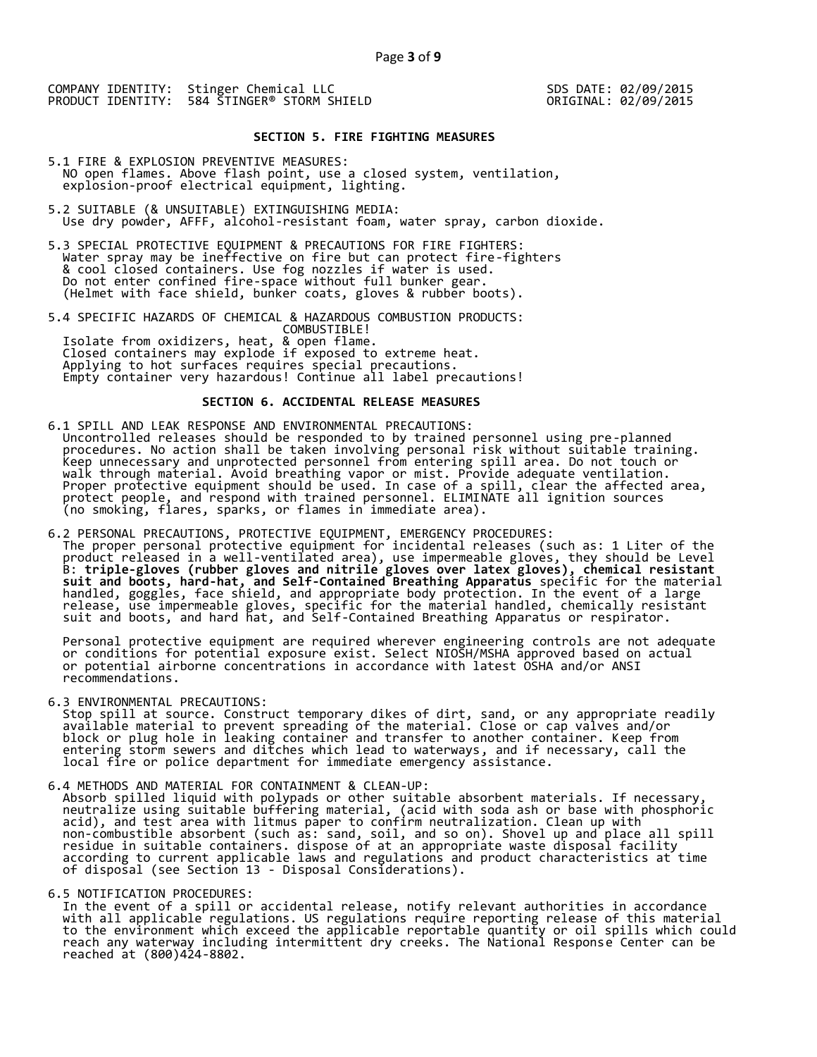COMPANY IDENTITY: Stinger Chemical LLC
PRODUCT IDENTITY: 584 STINGER® STORM SHIELD

SDS DATE: 02/09/2015
ORIGINAL: 02/09/2015

## SECTION 5. FIRE FIGHTING MEASURES

5.1 FIRE & EXPLOSION PREVENTIVE MEASURES:
NO open flames. Above flash point, use a closed system, ventilation, explosion-proof electrical equipment, lighting.

5.2 SUITABLE (& UNSUITABLE) EXTINGUISHING MEDIA:
Use dry powder, AFFF, alcohol-resistant foam, water spray, carbon dioxide.

5.3 SPECIAL PROTECTIVE EQUIPMENT & PRECAUTIONS FOR FIRE FIGHTERS:
Water spray may be ineffective on fire but can protect fire-fighters & cool closed containers. Use fog nozzles if water is used. Do not enter confined fire-space without full bunker gear. (Helmet with face shield, bunker coats, gloves & rubber boots).

5.4 SPECIFIC HAZARDS OF CHEMICAL & HAZARDOUS COMBUSTION PRODUCTS:
COMBUSTIBLE!
Isolate from oxidizers, heat, & open flame.
Closed containers may explode if exposed to extreme heat.
Applying to hot surfaces requires special precautions.
Empty container very hazardous! Continue all label precautions!

## SECTION 6. ACCIDENTAL RELEASE MEASURES

6.1 SPILL AND LEAK RESPONSE AND ENVIRONMENTAL PRECAUTIONS:
Uncontrolled releases should be responded to by trained personnel using pre-planned procedures. No action shall be taken involving personal risk without suitable training. Keep unnecessary and unprotected personnel from entering spill area. Do not touch or walk through material. Avoid breathing vapor or mist. Provide adequate ventilation. Proper protective equipment should be used. In case of a spill, clear the affected area, protect people, and respond with trained personnel. ELIMINATE all ignition sources (no smoking, flares, sparks, or flames in immediate area).

6.2 PERSONAL PRECAUTIONS, PROTECTIVE EQUIPMENT, EMERGENCY PROCEDURES:
The proper personal protective equipment for incidental releases (such as: 1 Liter of the product released in a well-ventilated area), use impermeable gloves, they should be Level B: **triple-gloves (rubber gloves and nitrile gloves over latex gloves), chemical resistant suit and boots, hard-hat, and Self-Contained Breathing Apparatus** specific for the material handled, goggles, face shield, and appropriate body protection. In the event of a large release, use impermeable gloves, specific for the material handled, chemically resistant suit and boots, and hard hat, and Self-Contained Breathing Apparatus or respirator.

Personal protective equipment are required wherever engineering controls are not adequate or conditions for potential exposure exist. Select NIOSH/MSHA approved based on actual or potential airborne concentrations in accordance with latest OSHA and/or ANSI recommendations.

6.3 ENVIRONMENTAL PRECAUTIONS:
Stop spill at source. Construct temporary dikes of dirt, sand, or any appropriate readily available material to prevent spreading of the material. Close or cap valves and/or block or plug hole in leaking container and transfer to another container. Keep from entering storm sewers and ditches which lead to waterways, and if necessary, call the local fire or police department for immediate emergency assistance.

6.4 METHODS AND MATERIAL FOR CONTAINMENT & CLEAN-UP:
Absorb spilled liquid with polypads or other suitable absorbent materials. If necessary, neutralize using suitable buffering material, (acid with soda ash or base with phosphoric acid), and test area with litmus paper to confirm neutralization. Clean up with non-combustible absorbent (such as: sand, soil, and so on). Shovel up and place all spill residue in suitable containers. dispose of at an appropriate waste disposal facility according to current applicable laws and regulations and product characteristics at time of disposal (see Section 13 - Disposal Considerations).

6.5 NOTIFICATION PROCEDURES:
In the event of a spill or accidental release, notify relevant authorities in accordance with all applicable regulations. US regulations require reporting release of this material to the environment which exceed the applicable reportable quantity or oil spills which could reach any waterway including intermittent dry creeks. The National Response Center can be reached at (800)424-8802.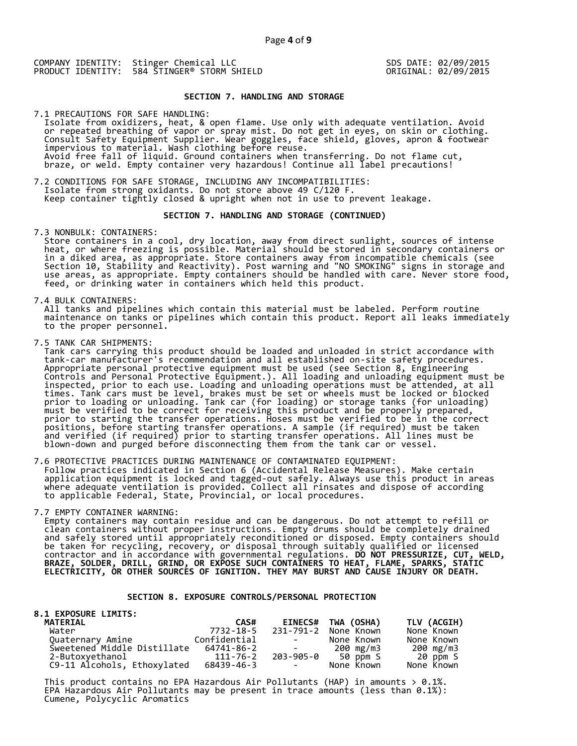COMPANY IDENTITY: Stinger Chemical LLC
PRODUCT IDENTITY: 584 STINGER® STORM SHIELD

SDS DATE: 02/09/2015
ORIGINAL: 02/09/2015

## SECTION 7. HANDLING AND STORAGE

7.1 PRECAUTIONS FOR SAFE HANDLING:
Isolate from oxidizers, heat, & open flame. Use only with adequate ventilation. Avoid or repeated breathing of vapor or spray mist. Do not get in eyes, on skin or clothing. Consult Safety Equipment Supplier. Wear goggles, face shield, gloves, apron & footwear impervious to material. Wash clothing before reuse.
Avoid free fall of liquid. Ground containers when transferring. Do not flame cut, braze, or weld. Empty container very hazardous! Continue all label precautions!

7.2 CONDITIONS FOR SAFE STORAGE, INCLUDING ANY INCOMPATIBILITIES:
Isolate from strong oxidants. Do not store above 49 C/120 F.
Keep container tightly closed & upright when not in use to prevent leakage.

## SECTION 7. HANDLING AND STORAGE (CONTINUED)

7.3 NONBULK: CONTAINERS:
Store containers in a cool, dry location, away from direct sunlight, sources of intense heat, or where freezing is possible. Material should be stored in secondary containers or in a diked area, as appropriate. Store containers away from incompatible chemicals (see Section 10, Stability and Reactivity). Post warning and "NO SMOKING" signs in storage and use areas, as appropriate. Empty containers should be handled with care. Never store food, feed, or drinking water in containers which held this product.

7.4 BULK CONTAINERS:
All tanks and pipelines which contain this material must be labeled. Perform routine maintenance on tanks or pipelines which contain this product. Report all leaks immediately to the proper personnel.

7.5 TANK CAR SHIPMENTS:
Tank cars carrying this product should be loaded and unloaded in strict accordance with tank-car manufacturer's recommendation and all established on-site safety procedures. Appropriate personal protective equipment must be used (see Section 8, Engineering Controls and Personal Protective Equipment.). All loading and unloading equipment must be inspected, prior to each use. Loading and unloading operations must be attended, at all times. Tank cars must be level, brakes must be set or wheels must be locked or blocked prior to loading or unloading. Tank car (for loading) or storage tanks (for unloading) must be verified to be correct for receiving this product and be properly prepared, prior to starting the transfer operations. Hoses must be verified to be in the correct positions, before starting transfer operations. A sample (if required) must be taken and verified (if required) prior to starting transfer operations. All lines must be blown-down and purged before disconnecting them from the tank car or vessel.

7.6 PROTECTIVE PRACTICES DURING MAINTENANCE OF CONTAMINATED EQUIPMENT:
Follow practices indicated in Section 6 (Accidental Release Measures). Make certain application equipment is locked and tagged-out safely. Always use this product in areas where adequate ventilation is provided. Collect all rinsates and dispose of according to applicable Federal, State, Provincial, or local procedures.

7.7 EMPTY CONTAINER WARNING:
Empty containers may contain residue and can be dangerous. Do not attempt to refill or clean containers without proper instructions. Empty drums should be completely drained and safely stored until appropriately reconditioned or disposed. Empty containers should be taken for recycling, recovery, or disposal through suitably qualified or licensed contractor and in accordance with governmental regulations. **DO NOT PRESSURIZE, CUT, WELD, BRAZE, SOLDER, DRILL, GRIND, OR EXPOSE SUCH CONTAINERS TO HEAT, FLAME, SPARKS, STATIC ELECTRICITY, OR OTHER SOURCES OF IGNITION. THEY MAY BURST AND CAUSE INJURY OR DEATH.**

## SECTION 8. EXPOSURE CONTROLS/PERSONAL PROTECTION

**8.1 EXPOSURE LIMITS:**

| MATERIAL | CAS# | EINECS# | TWA (OSHA) | TLV (ACGIH) |
|---|---|---|---|---|
| Water | 7732-18-5 | 231-791-2 | None Known | None Known |
| Quaternary Amine | Confidential | - | None Known | None Known |
| Sweetened Middle Distillate | 64741-86-2 | - | 200 mg/m3 | 200 mg/m3 |
| 2-Butoxyethanol | 111-76-2 | 203-905-0 | 50 ppm S | 20 ppm S |
| C9-11 Alcohols, Ethoxylated | 68439-46-3 | - | None Known | None Known |

This product contains no EPA Hazardous Air Pollutants (HAP) in amounts > 0.1%.
EPA Hazardous Air Pollutants may be present in trace amounts (less than 0.1%):
Cumene, Polycyclic Aromatics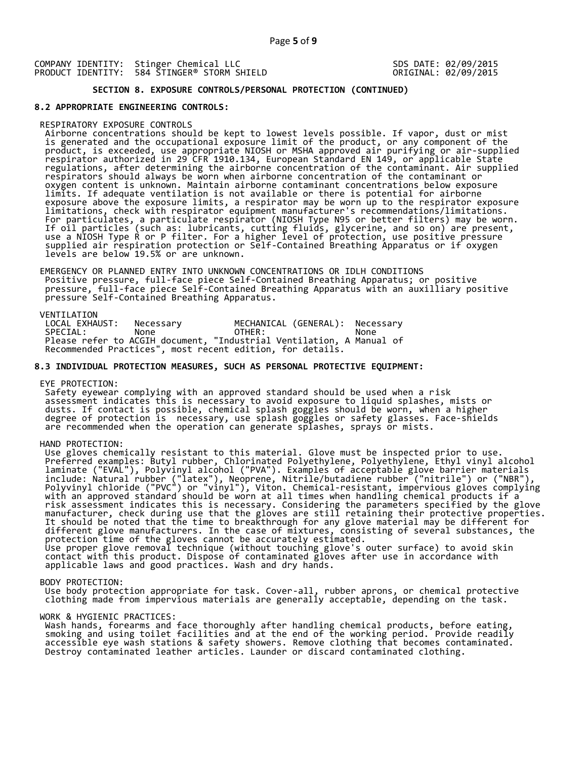COMPANY IDENTITY: Stinger Chemical LLC
PRODUCT IDENTITY: 584 STINGER® STORM SHIELD

SDS DATE: 02/09/2015
ORIGINAL: 02/09/2015

## SECTION 8. EXPOSURE CONTROLS/PERSONAL PROTECTION (CONTINUED)

### 8.2 APPROPRIATE ENGINEERING CONTROLS:

RESPIRATORY EXPOSURE CONTROLS

Airborne concentrations should be kept to lowest levels possible. If vapor, dust or mist is generated and the occupational exposure limit of the product, or any component of the product, is exceeded, use appropriate NIOSH or MSHA approved air purifying or air-supplied respirator authorized in 29 CFR 1910.134, European Standard EN 149, or applicable State regulations, after determining the airborne concentration of the contaminant. Air supplied respirators should always be worn when airborne concentration of the contaminant or oxygen content is unknown. Maintain airborne contaminant concentrations below exposure limits. If adequate ventilation is not available or there is potential for airborne exposure above the exposure limits, a respirator may be worn up to the respirator exposure limitations, check with respirator equipment manufacturer's recommendations/limitations. For particulates, a particulate respirator (NIOSH Type N95 or better filters) may be worn. If oil particles (such as: lubricants, cutting fluids, glycerine, and so on) are present, use a NIOSH Type R or P filter. For a higher level of protection, use positive pressure supplied air respiration protection or Self-Contained Breathing Apparatus or if oxygen levels are below 19.5% or are unknown.

EMERGENCY OR PLANNED ENTRY INTO UNKNOWN CONCENTRATIONS OR IDLH CONDITIONS

Positive pressure, full-face piece Self-Contained Breathing Apparatus; or positive pressure, full-face piece Self-Contained Breathing Apparatus with an auxilliary positive pressure Self-Contained Breathing Apparatus.

VENTILATION

| | | | |
|---|---|---|---|
| LOCAL EXHAUST: | Necessary | MECHANICAL (GENERAL): | Necessary |
| SPECIAL: | None | OTHER: | None |

Please refer to ACGIH document, "Industrial Ventilation, A Manual of Recommended Practices", most recent edition, for details.

### 8.3 INDIVIDUAL PROTECTION MEASURES, SUCH AS PERSONAL PROTECTIVE EQUIPMENT:

EYE PROTECTION:

Safety eyewear complying with an approved standard should be used when a risk assessment indicates this is necessary to avoid exposure to liquid splashes, mists or dusts. If contact is possible, chemical splash goggles should be worn, when a higher degree of protection is necessary, use splash goggles or safety glasses. Face-shields are recommended when the operation can generate splashes, sprays or mists.

HAND PROTECTION:

Use gloves chemically resistant to this material. Glove must be inspected prior to use. Preferred examples: Butyl rubber, Chlorinated Polyethylene, Polyethylene, Ethyl vinyl alcohol laminate ("EVAL"), Polyvinyl alcohol ("PVA"). Examples of acceptable glove barrier materials include: Natural rubber ("latex"), Neoprene, Nitrile/butadiene rubber ("nitrile") or ("NBR"), Polyvinyl chloride ("PVC") or "vinyl"), Viton. Chemical-resistant, impervious gloves complying with an approved standard should be worn at all times when handling chemical products if a risk assessment indicates this is necessary. Considering the parameters specified by the glove manufacturer, check during use that the gloves are still retaining their protective properties. It should be noted that the time to breakthrough for any glove material may be different for different glove manufacturers. In the case of mixtures, consisting of several substances, the protection time of the gloves cannot be accurately estimated.
Use proper glove removal technique (without touching glove's outer surface) to avoid skin contact with this product. Dispose of contaminated gloves after use in accordance with applicable laws and good practices. Wash and dry hands.

BODY PROTECTION:

Use body protection appropriate for task. Cover-all, rubber aprons, or chemical protective clothing made from impervious materials are generally acceptable, depending on the task.

WORK & HYGIENIC PRACTICES:

Wash hands, forearms and face thoroughly after handling chemical products, before eating, smoking and using toilet facilities and at the end of the working period. Provide readily accessible eye wash stations & safety showers. Remove clothing that becomes contaminated. Destroy contaminated leather articles. Launder or discard contaminated clothing.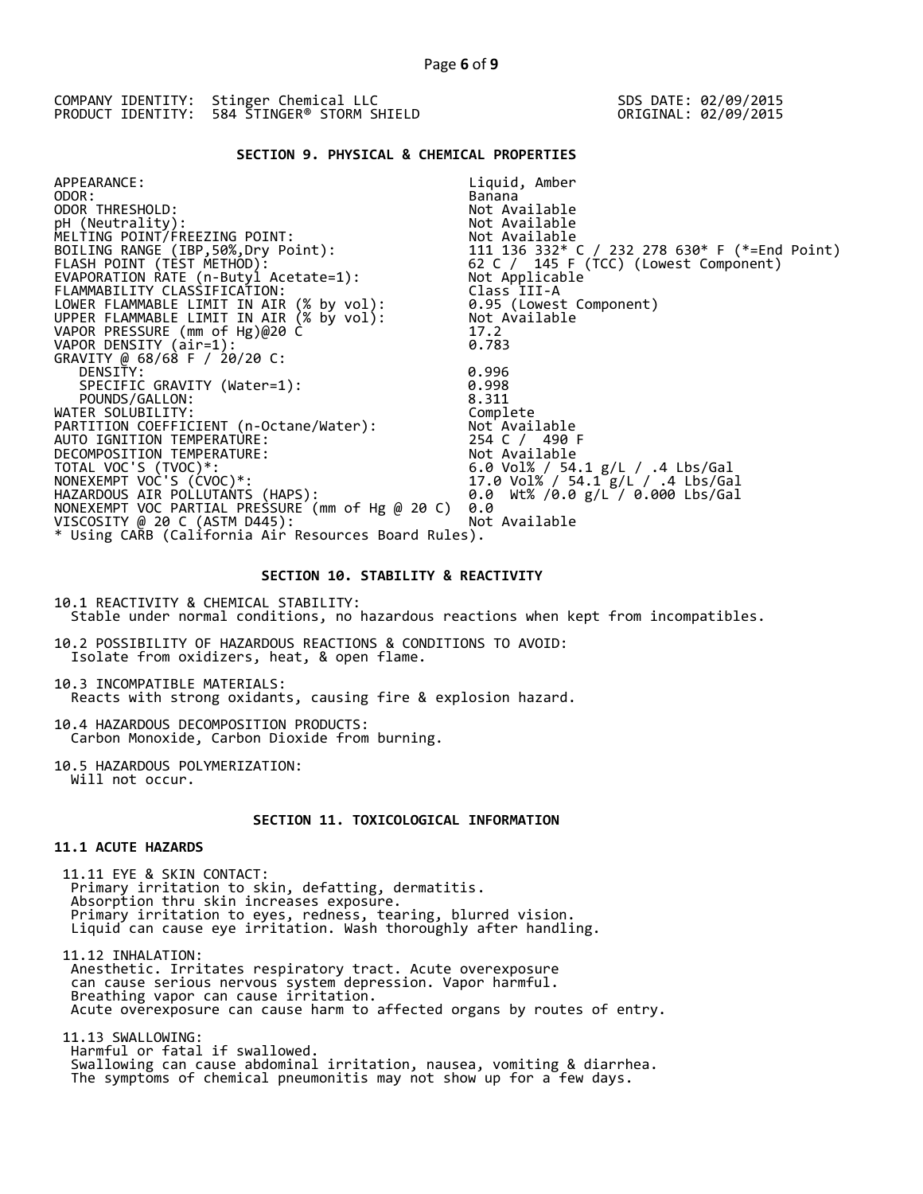COMPANY IDENTITY: Stinger Chemical LLC
PRODUCT IDENTITY: 584 STINGER® STORM SHIELD

SDS DATE: 02/09/2015
ORIGINAL: 02/09/2015

## SECTION 9. PHYSICAL & CHEMICAL PROPERTIES

| Property | Value |
|---|---|
| APPEARANCE: | Liquid, Amber |
| ODOR: | Banana |
| ODOR THRESHOLD: | Not Available |
| pH (Neutrality): | Not Available |
| MELTING POINT/FREEZING POINT: | Not Available |
| BOILING RANGE (IBP,50%,Dry Point): | 111 136 332* C / 232 278 630* F (*=End Point) |
| FLASH POINT (TEST METHOD): | 62 C / 145 F (TCC) (Lowest Component) |
| EVAPORATION RATE (n-Butyl Acetate=1): | Not Applicable |
| FLAMMABILITY CLASSIFICATION: | Class III-A |
| LOWER FLAMMABLE LIMIT IN AIR (% by vol): | 0.95 (Lowest Component) |
| UPPER FLAMMABLE LIMIT IN AIR (% by vol): | Not Available |
| VAPOR PRESSURE (mm of Hg)@20 C | 17.2 |
| VAPOR DENSITY (air=1): | 0.783 |
| GRAVITY @ 68/68 F / 20/20 C: | |
| DENSITY: | 0.996 |
| SPECIFIC GRAVITY (Water=1): | 0.998 |
| POUNDS/GALLON: | 8.311 |
| WATER SOLUBILITY: | Complete |
| PARTITION COEFFICIENT (n-Octane/Water): | Not Available |
| AUTO IGNITION TEMPERATURE: | 254 C / 490 F |
| DECOMPOSITION TEMPERATURE: | Not Available |
| TOTAL VOC'S (TVOC)*: | 6.0 Vol% / 54.1 g/L / .4 Lbs/Gal |
| NONEXEMPT VOC'S (CVOC)*: | 17.0 Vol% / 54.1 g/L / .4 Lbs/Gal |
| HAZARDOUS AIR POLLUTANTS (HAPS): | 0.0 Wt% /0.0 g/L / 0.000 Lbs/Gal |
| NONEXEMPT VOC PARTIAL PRESSURE (mm of Hg @ 20 C) | 0.0 |
| VISCOSITY @ 20 C (ASTM D445): | Not Available |

* Using CARB (California Air Resources Board Rules).

## SECTION 10. STABILITY & REACTIVITY

10.1 REACTIVITY & CHEMICAL STABILITY:
Stable under normal conditions, no hazardous reactions when kept from incompatibles.

10.2 POSSIBILITY OF HAZARDOUS REACTIONS & CONDITIONS TO AVOID:
Isolate from oxidizers, heat, & open flame.

10.3 INCOMPATIBLE MATERIALS:
Reacts with strong oxidants, causing fire & explosion hazard.

10.4 HAZARDOUS DECOMPOSITION PRODUCTS:
Carbon Monoxide, Carbon Dioxide from burning.

10.5 HAZARDOUS POLYMERIZATION:
Will not occur.

## SECTION 11. TOXICOLOGICAL INFORMATION

### 11.1 ACUTE HAZARDS

11.11 EYE & SKIN CONTACT:
Primary irritation to skin, defatting, dermatitis.
Absorption thru skin increases exposure.
Primary irritation to eyes, redness, tearing, blurred vision.
Liquid can cause eye irritation. Wash thoroughly after handling.

11.12 INHALATION:
Anesthetic. Irritates respiratory tract. Acute overexposure can cause serious nervous system depression. Vapor harmful.
Breathing vapor can cause irritation.
Acute overexposure can cause harm to affected organs by routes of entry.

11.13 SWALLOWING:
Harmful or fatal if swallowed.
Swallowing can cause abdominal irritation, nausea, vomiting & diarrhea.
The symptoms of chemical pneumonitis may not show up for a few days.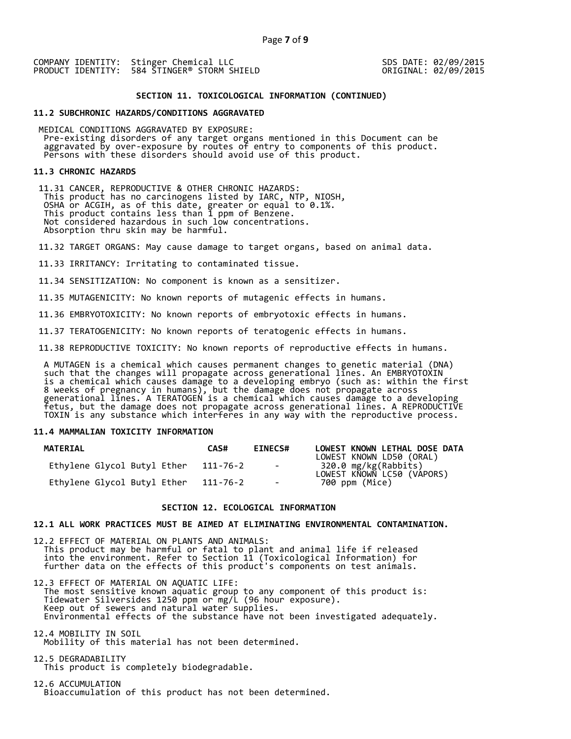COMPANY IDENTITY: Stinger Chemical LLC
PRODUCT IDENTITY: 584 STINGER® STORM SHIELD

SDS DATE: 02/09/2015
ORIGINAL: 02/09/2015

## SECTION 11. TOXICOLOGICAL INFORMATION (CONTINUED)

### 11.2 SUBCHRONIC HAZARDS/CONDITIONS AGGRAVATED

MEDICAL CONDITIONS AGGRAVATED BY EXPOSURE:
Pre-existing disorders of any target organs mentioned in this Document can be aggravated by over-exposure by routes of entry to components of this product. Persons with these disorders should avoid use of this product.

### 11.3 CHRONIC HAZARDS

11.31 CANCER, REPRODUCTIVE & OTHER CHRONIC HAZARDS:
This product has no carcinogens listed by IARC, NTP, NIOSH, OSHA or ACGIH, as of this date, greater or equal to 0.1%.
This product contains less than 1 ppm of Benzene.
Not considered hazardous in such low concentrations.
Absorption thru skin may be harmful.

11.32 TARGET ORGANS: May cause damage to target organs, based on animal data.

11.33 IRRITANCY: Irritating to contaminated tissue.

11.34 SENSITIZATION: No component is known as a sensitizer.

11.35 MUTAGENICITY: No known reports of mutagenic effects in humans.

11.36 EMBRYOTOXICITY: No known reports of embryotoxic effects in humans.

11.37 TERATOGENICITY: No known reports of teratogenic effects in humans.

11.38 REPRODUCTIVE TOXICITY: No known reports of reproductive effects in humans.

A MUTAGEN is a chemical which causes permanent changes to genetic material (DNA) such that the changes will propagate across generational lines. An EMBRYOTOXIN is a chemical which causes damage to a developing embryo (such as: within the first 8 weeks of pregnancy in humans), but the damage does not propagate across generational lines. A TERATOGEN is a chemical which causes damage to a developing fetus, but the damage does not propagate across generational lines. A REPRODUCTIVE TOXIN is any substance which interferes in any way with the reproductive process.

### 11.4 MAMMALIAN TOXICITY INFORMATION

| MATERIAL | CAS# | EINECS# | LOWEST KNOWN LETHAL DOSE DATA |
|---|---|---|---|
| | | | LOWEST KNOWN LD50 (ORAL) |
| Ethylene Glycol Butyl Ether | 111-76-2 | - | 320.0 mg/kg(Rabbits) |
| | | | LOWEST KNOWN LC50 (VAPORS) |
| Ethylene Glycol Butyl Ether | 111-76-2 | - | 700 ppm (Mice) |

## SECTION 12. ECOLOGICAL INFORMATION

### 12.1 ALL WORK PRACTICES MUST BE AIMED AT ELIMINATING ENVIRONMENTAL CONTAMINATION.

12.2 EFFECT OF MATERIAL ON PLANTS AND ANIMALS:
This product may be harmful or fatal to plant and animal life if released into the environment. Refer to Section 11 (Toxicological Information) for further data on the effects of this product's components on test animals.

12.3 EFFECT OF MATERIAL ON AQUATIC LIFE:
The most sensitive known aquatic group to any component of this product is:
Tidewater Silversides 1250 ppm or mg/L (96 hour exposure).
Keep out of sewers and natural water supplies.
Environmental effects of the substance have not been investigated adequately.

12.4 MOBILITY IN SOIL
Mobility of this material has not been determined.

12.5 DEGRADABILITY
This product is completely biodegradable.

12.6 ACCUMULATION
Bioaccumulation of this product has not been determined.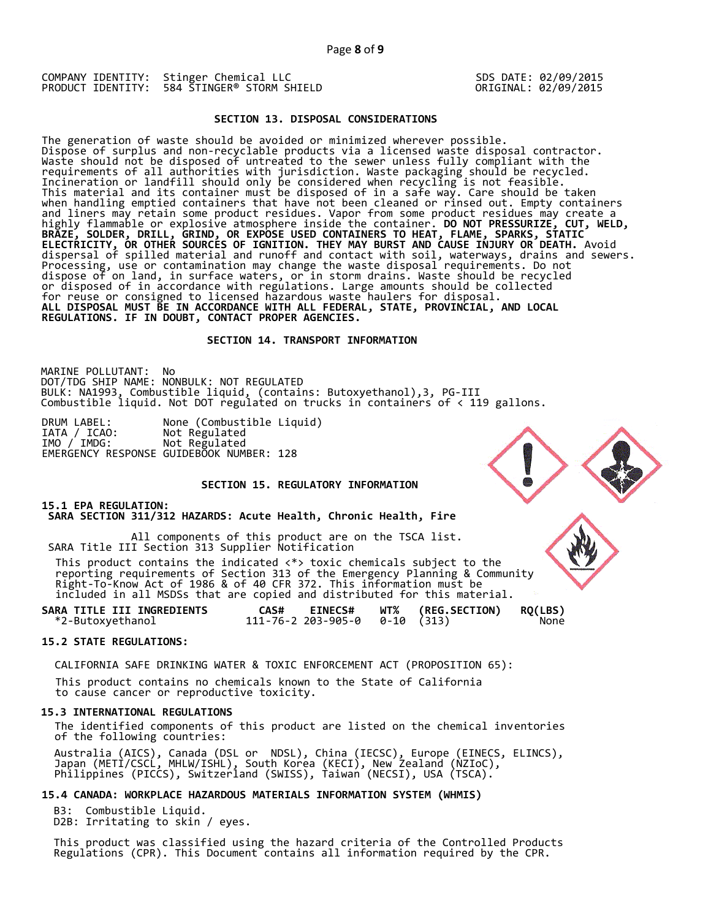COMPANY IDENTITY: Stinger Chemical LLC
PRODUCT IDENTITY: 584 STINGER® STORM SHIELD

SDS DATE: 02/09/2015
ORIGINAL: 02/09/2015

## SECTION 13. DISPOSAL CONSIDERATIONS

The generation of waste should be avoided or minimized wherever possible. Dispose of surplus and non-recyclable products via a licensed waste disposal contractor. Waste should not be disposed of untreated to the sewer unless fully compliant with the requirements of all authorities with jurisdiction. Waste packaging should be recycled. Incineration or landfill should only be considered when recycling is not feasible. This material and its container must be disposed of in a safe way. Care should be taken when handling emptied containers that have not been cleaned or rinsed out. Empty containers and liners may retain some product residues. Vapor from some product residues may create a highly flammable or explosive atmosphere inside the container. **DO NOT PRESSURIZE, CUT, WELD, BRAZE, SOLDER, DRILL, GRIND, OR EXPOSE USED CONTAINERS TO HEAT, FLAME, SPARKS, STATIC ELECTRICITY, OR OTHER SOURCES OF IGNITION. THEY MAY BURST AND CAUSE INJURY OR DEATH.** Avoid dispersal of spilled material and runoff and contact with soil, waterways, drains and sewers. Processing, use or contamination may change the waste disposal requirements. Do not dispose of on land, in surface waters, or in storm drains. Waste should be recycled or disposed of in accordance with regulations. Large amounts should be collected for reuse or consigned to licensed hazardous waste haulers for disposal.
**ALL DISPOSAL MUST BE IN ACCORDANCE WITH ALL FEDERAL, STATE, PROVINCIAL, AND LOCAL REGULATIONS. IF IN DOUBT, CONTACT PROPER AGENCIES.**

## SECTION 14. TRANSPORT INFORMATION

MARINE POLLUTANT: No
DOT/TDG SHIP NAME: NONBULK: NOT REGULATED
BULK: NA1993, Combustible liquid, (contains: Butoxyethanol),3, PG-III
Combustible liquid. Not DOT regulated on trucks in containers of < 119 gallons.

DRUM LABEL: None (Combustible Liquid)
IATA / ICAO: Not Regulated
IMO / IMDG: Not Regulated
EMERGENCY RESPONSE GUIDEBOOK NUMBER: 128

## SECTION 15. REGULATORY INFORMATION

### 15.1 EPA REGULATION:

**SARA SECTION 311/312 HAZARDS: Acute Health, Chronic Health, Fire**

All components of this product are on the TSCA list.
SARA Title III Section 313 Supplier Notification

This product contains the indicated <*> toxic chemicals subject to the reporting requirements of Section 313 of the Emergency Planning & Community Right-To-Know Act of 1986 & of 40 CFR 372. This information must be included in all MSDSs that are copied and distributed for this material.

| SARA TITLE III INGREDIENTS | CAS# | EINECS# | WT% | (REG.SECTION) | RQ(LBS) |
|---|---|---|---|---|---|
| *2-Butoxyethanol | 111-76-2 | 203-905-0 | 0-10 | (313) | None |

### 15.2 STATE REGULATIONS:

CALIFORNIA SAFE DRINKING WATER & TOXIC ENFORCEMENT ACT (PROPOSITION 65):

This product contains no chemicals known to the State of California to cause cancer or reproductive toxicity.

### 15.3 INTERNATIONAL REGULATIONS

The identified components of this product are listed on the chemical inventories of the following countries:

Australia (AICS), Canada (DSL or NDSL), China (IECSC), Europe (EINECS, ELINCS), Japan (METI/CSCL, MHLW/ISHL), South Korea (KECI), New Zealand (NZIoC), Philippines (PICCS), Switzerland (SWISS), Taiwan (NECSI), USA (TSCA).

### 15.4 CANADA: WORKPLACE HAZARDOUS MATERIALS INFORMATION SYSTEM (WHMIS)

B3: Combustible Liquid.
D2B: Irritating to skin / eyes.

This product was classified using the hazard criteria of the Controlled Products Regulations (CPR). This Document contains all information required by the CPR.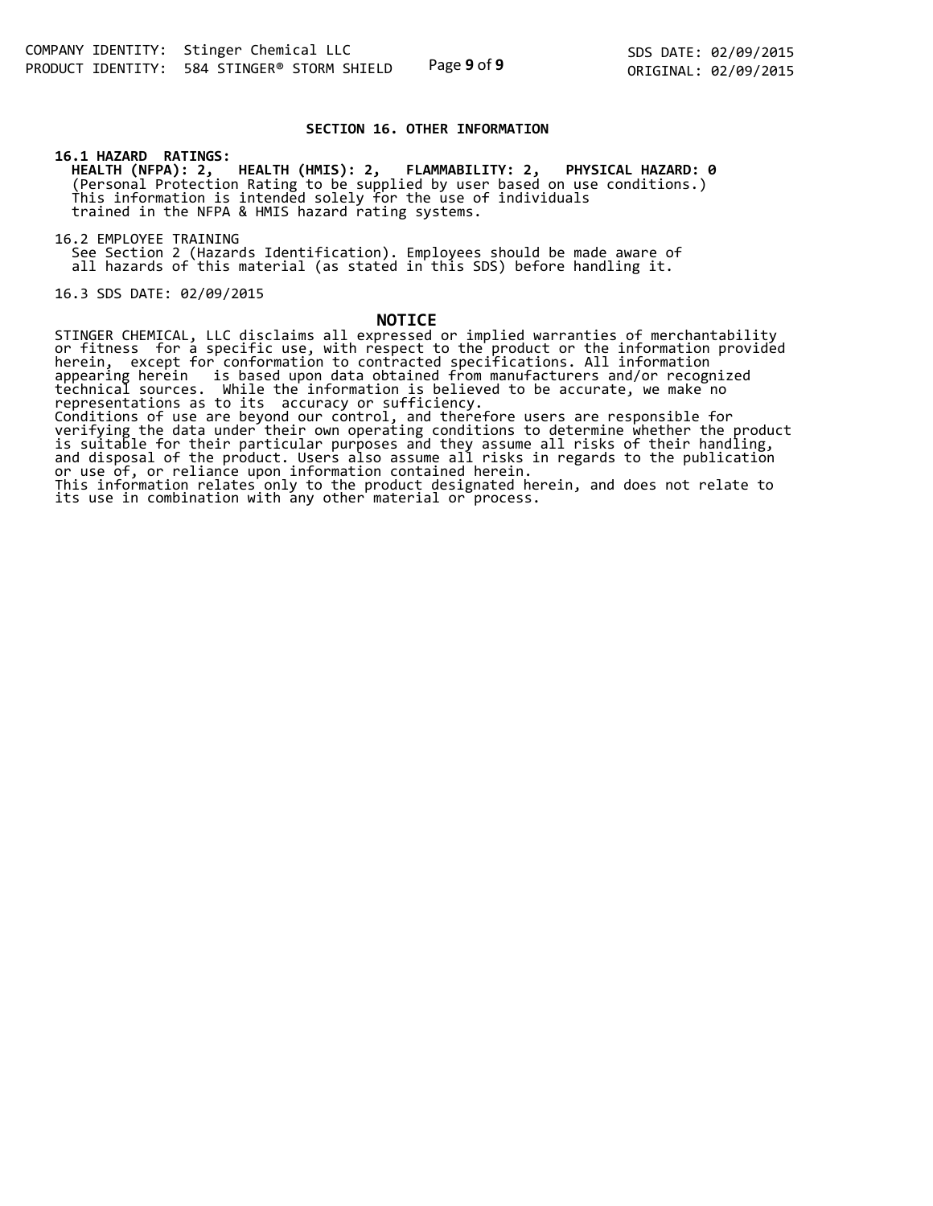## SECTION 16. OTHER INFORMATION

**16.1 HAZARD RATINGS:**

**HEALTH (NFPA): 2, HEALTH (HMIS): 2, FLAMMABILITY: 2, PHYSICAL HAZARD: 0**

(Personal Protection Rating to be supplied by user based on use conditions.)
This information is intended solely for the use of individuals trained in the NFPA & HMIS hazard rating systems.

16.2 EMPLOYEE TRAINING

See Section 2 (Hazards Identification). Employees should be made aware of all hazards of this material (as stated in this SDS) before handling it.

16.3 SDS DATE: 02/09/2015

### NOTICE

STINGER CHEMICAL, LLC disclaims all expressed or implied warranties of merchantability or fitness for a specific use, with respect to the product or the information provided herein, except for conformation to contracted specifications. All information appearing herein is based upon data obtained from manufacturers and/or recognized technical sources. While the information is believed to be accurate, we make no representations as to its accuracy or sufficiency.
Conditions of use are beyond our control, and therefore users are responsible for verifying the data under their own operating conditions to determine whether the product is suitable for their particular purposes and they assume all risks of their handling, and disposal of the product. Users also assume all risks in regards to the publication or use of, or reliance upon information contained herein.
This information relates only to the product designated herein, and does not relate to its use in combination with any other material or process.